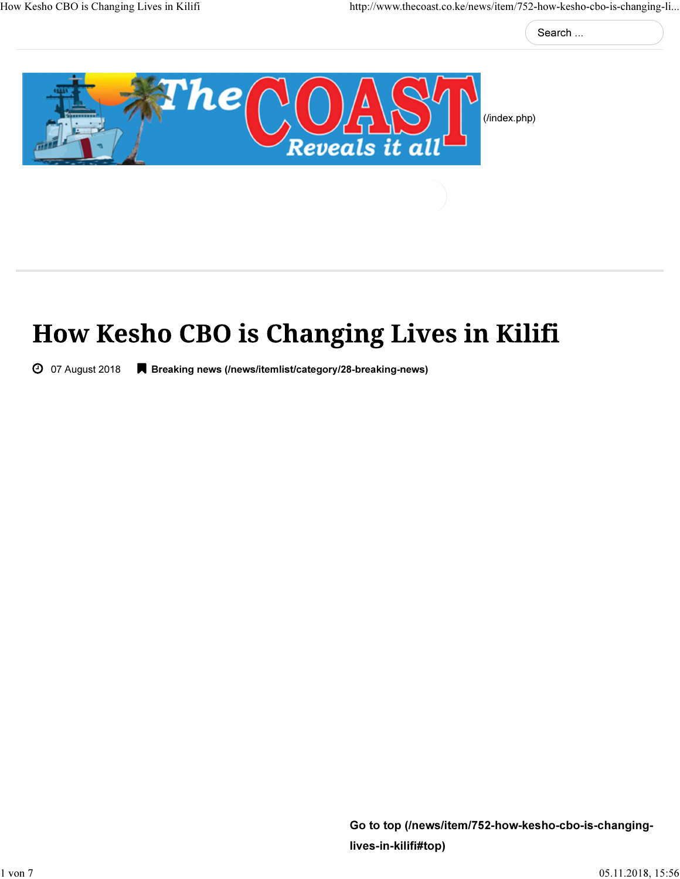Search ...

(/index.php)

# How Kesho CBO is Changing Lives in Kilifi

07 August 2018 **Breaking news (/news/itemlist/category/28-breaking-news)**

**Go to top (/news/item/752-how-kesho-cbo-is-changing-lives-in-kilifi#top)**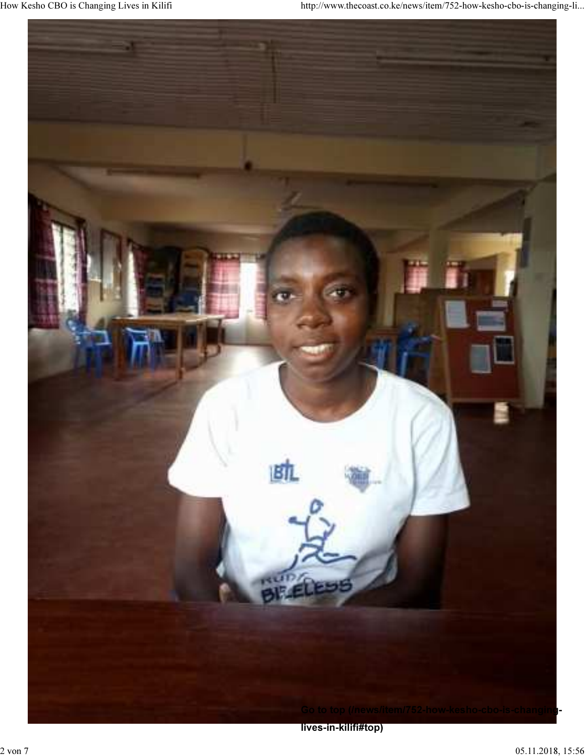Go to top (/news/item/752-how-kesho-cbo-is-changing-lives-in-kilifi#top)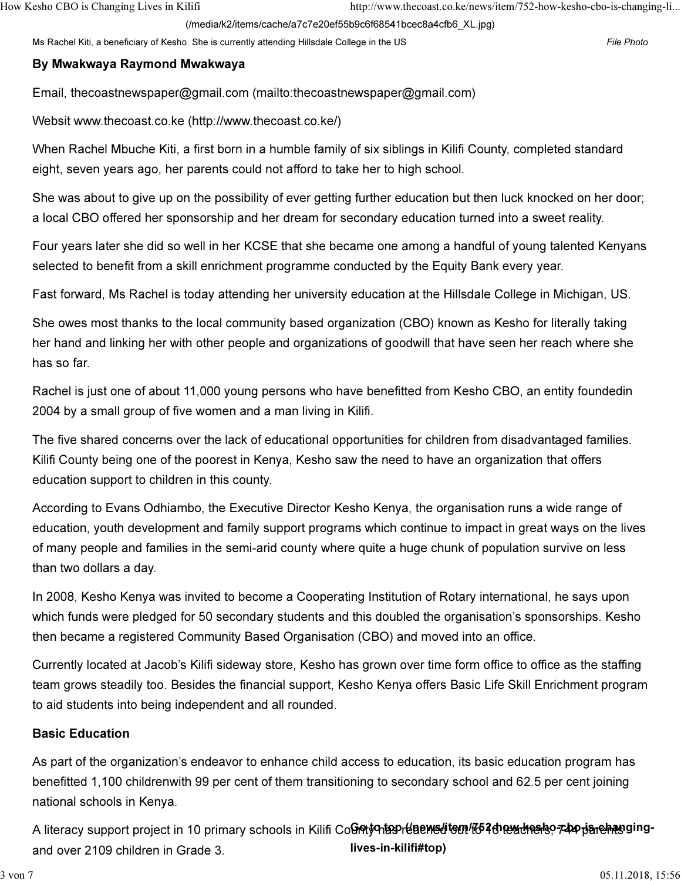(/media/k2/items/cache/a7c7e20ef55b9c6f68541bcec8a4cfb6_XL.jpg)

Ms Rachel Kiti, a beneficiary of Kesho. She is currently attending Hillsdale College in the US *File Photo*

**By Mwakwaya Raymond Mwakwaya**

Email, thecoastnewspaper@gmail.com (mailto:thecoastnewspaper@gmail.com)

Websit www.thecoast.co.ke (http://www.thecoast.co.ke/)

When Rachel Mbuche Kiti, a first born in a humble family of six siblings in Kilifi County, completed standard eight, seven years ago, her parents could not afford to take her to high school.

She was about to give up on the possibility of ever getting further education but then luck knocked on her door; a local CBO offered her sponsorship and her dream for secondary education turned into a sweet reality.

Four years later she did so well in her KCSE that she became one among a handful of young talented Kenyans selected to benefit from a skill enrichment programme conducted by the Equity Bank every year.

Fast forward, Ms Rachel is today attending her university education at the Hillsdale College in Michigan, US.

She owes most thanks to the local community based organization (CBO) known as Kesho for literally taking her hand and linking her with other people and organizations of goodwill that have seen her reach where she has so far.

Rachel is just one of about 11,000 young persons who have benefitted from Kesho CBO, an entity foundedin 2004 by a small group of five women and a man living in Kilifi.

The five shared concerns over the lack of educational opportunities for children from disadvantaged families. Kilifi County being one of the poorest in Kenya, Kesho saw the need to have an organization that offers education support to children in this county.

According to Evans Odhiambo, the Executive Director Kesho Kenya, the organisation runs a wide range of education, youth development and family support programs which continue to impact in great ways on the lives of many people and families in the semi-arid county where quite a huge chunk of population survive on less than two dollars a day.

In 2008, Kesho Kenya was invited to become a Cooperating Institution of Rotary international, he says upon which funds were pledged for 50 secondary students and this doubled the organisation's sponsorships. Kesho then became a registered Community Based Organisation (CBO) and moved into an office.

Currently located at Jacob's Kilifi sideway store, Kesho has grown over time form office to office as the staffing team grows steadily too. Besides the financial support, Kesho Kenya offers Basic Life Skill Enrichment program to aid students into being independent and all rounded.

**Basic Education**

As part of the organization's endeavor to enhance child access to education, its basic education program has benefitted 1,100 childrenwith 99 per cent of them transitioning to secondary school and 62.5 per cent joining national schools in Kenya.

A literacy support project in 10 primary schools in Kilifi County has reached out to 46 teachers, 744 parents and over 2109 children in Grade 3.

**Go to top (/news/item/752-how-kesho-cbo-is-changing-lives-in-kilifi#top)**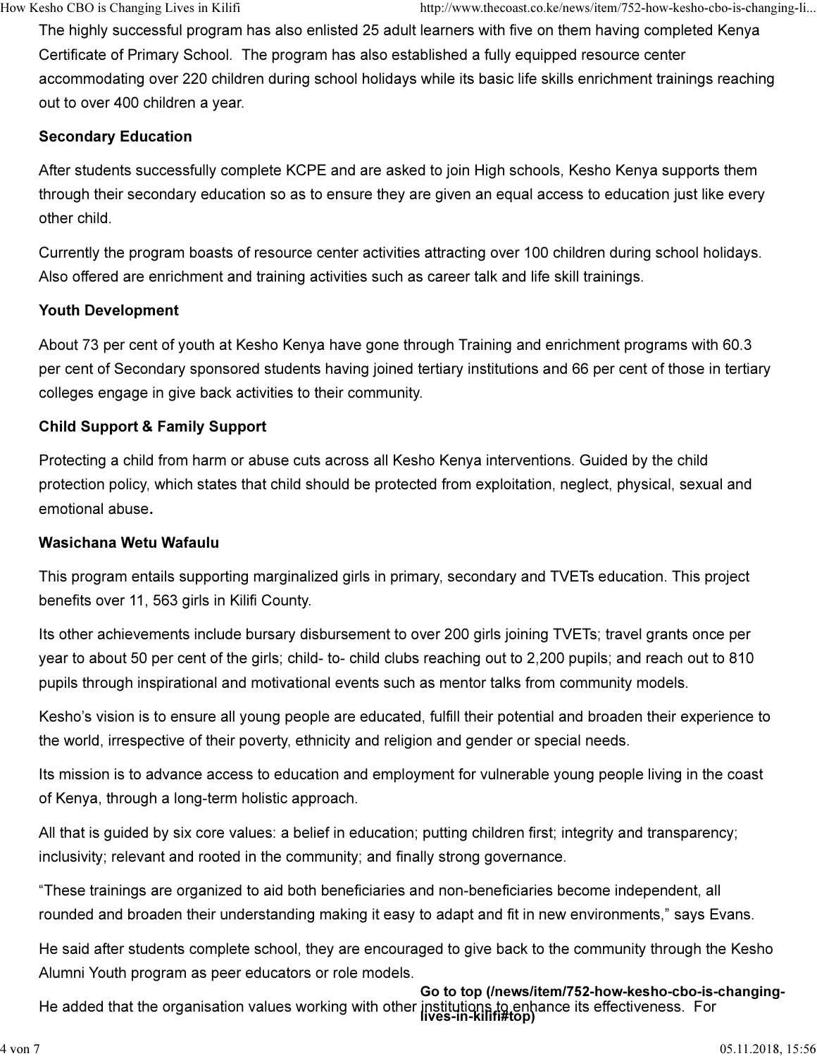The highly successful program has also enlisted 25 adult learners with five on them having completed Kenya Certificate of Primary School. The program has also established a fully equipped resource center accommodating over 220 children during school holidays while its basic life skills enrichment trainings reaching out to over 400 children a year.

**Secondary Education**

After students successfully complete KCPE and are asked to join High schools, Kesho Kenya supports them through their secondary education so as to ensure they are given an equal access to education just like every other child.

Currently the program boasts of resource center activities attracting over 100 children during school holidays. Also offered are enrichment and training activities such as career talk and life skill trainings.

**Youth Development**

About 73 per cent of youth at Kesho Kenya have gone through Training and enrichment programs with 60.3 per cent of Secondary sponsored students having joined tertiary institutions and 66 per cent of those in tertiary colleges engage in give back activities to their community.

**Child Support & Family Support**

Protecting a child from harm or abuse cuts across all Kesho Kenya interventions. Guided by the child protection policy, which states that child should be protected from exploitation, neglect, physical, sexual and emotional abuse**.**

**Wasichana Wetu Wafaulu**

This program entails supporting marginalized girls in primary, secondary and TVETs education. This project benefits over 11, 563 girls in Kilifi County.

Its other achievements include bursary disbursement to over 200 girls joining TVETs; travel grants once per year to about 50 per cent of the girls; child- to- child clubs reaching out to 2,200 pupils; and reach out to 810 pupils through inspirational and motivational events such as mentor talks from community models.

Kesho's vision is to ensure all young people are educated, fulfill their potential and broaden their experience to the world, irrespective of their poverty, ethnicity and religion and gender or special needs.

Its mission is to advance access to education and employment for vulnerable young people living in the coast of Kenya, through a long-term holistic approach.

All that is guided by six core values: a belief in education; putting children first; integrity and transparency; inclusivity; relevant and rooted in the community; and finally strong governance.

"These trainings are organized to aid both beneficiaries and non-beneficiaries become independent, all rounded and broaden their understanding making it easy to adapt and fit in new environments," says Evans.

He said after students complete school, they are encouraged to give back to the community through the Kesho Alumni Youth program as peer educators or role models.

He added that the organisation values working with other institutions to enhance its effectiveness. For

**Go to top (/news/item/752-how-kesho-cbo-is-changing-lives-in-kilifi#top)**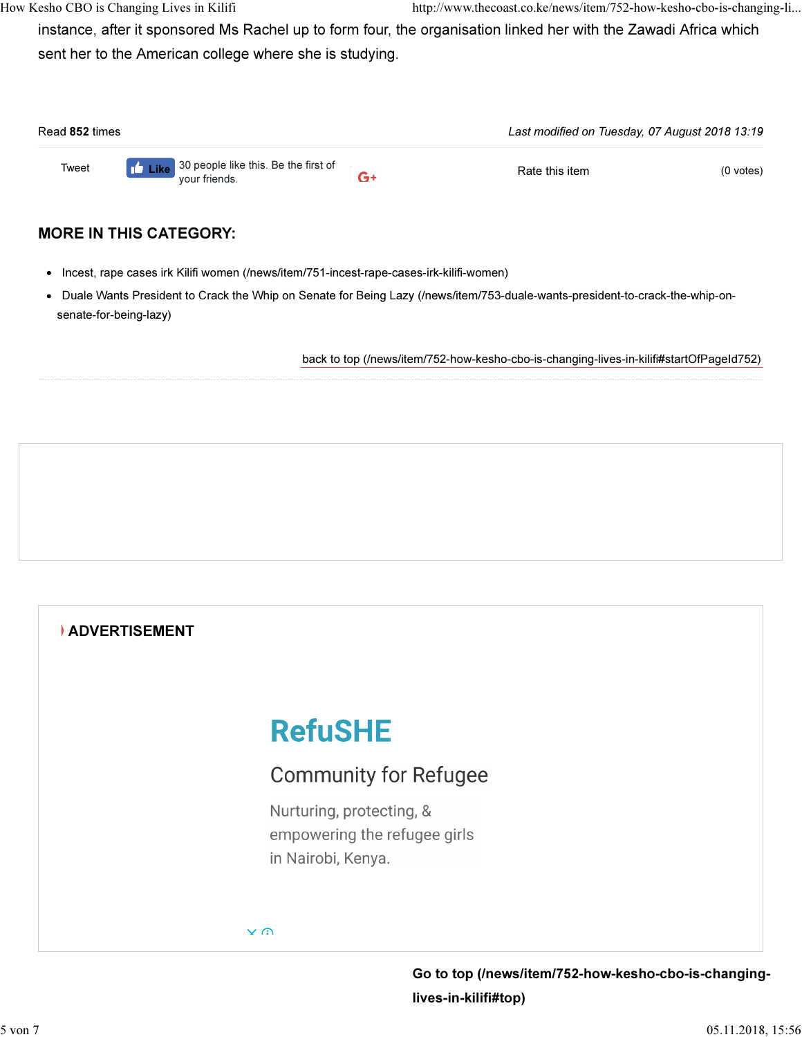instance, after it sponsored Ms Rachel up to form four, the organisation linked her with the Zawadi Africa which sent her to the American college where she is studying.

Read **852** times

*Last modified on Tuesday, 07 August 2018 13:19*

Tweet | Like | 30 people like this. Be the first of your friends. | G+ | Rate this item | (0 votes)

## MORE IN THIS CATEGORY:

- Incest, rape cases irk Kilifi women (/news/item/751-incest-rape-cases-irk-kilifi-women)
- Duale Wants President to Crack the Whip on Senate for Being Lazy (/news/item/753-duale-wants-president-to-crack-the-whip-on-senate-for-being-lazy)

back to top (/news/item/752-how-kesho-cbo-is-changing-lives-in-kilifi#startOfPageId752)

**ADVERTISEMENT**

RefuSHE

Community for Refugee

Nurturing, protecting, & empowering the refugee girls in Nairobi, Kenya.

**Go to top (/news/item/752-how-kesho-cbo-is-changing-lives-in-kilifi#top)**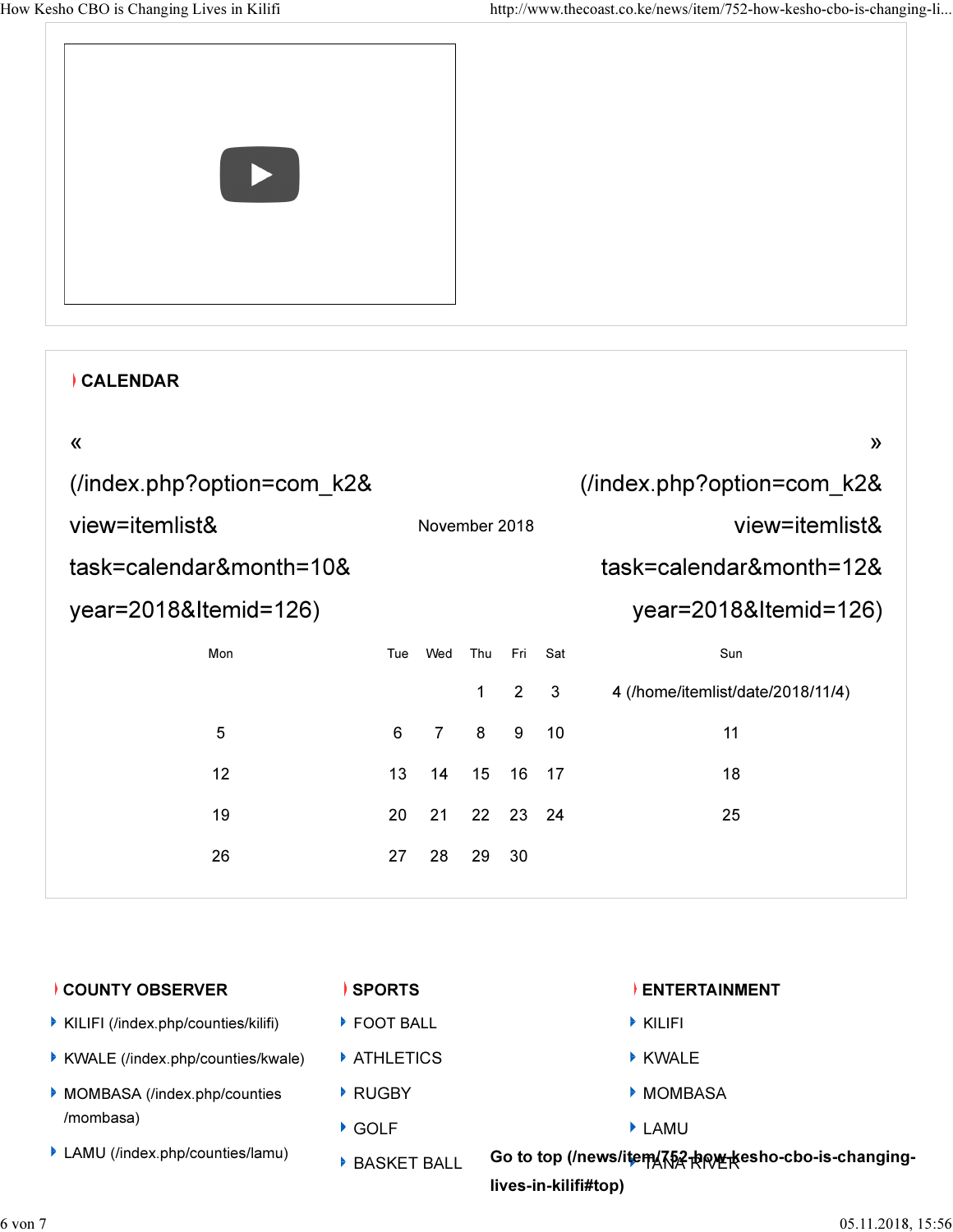## CALENDAR

« (/index.php?option=com_k2&view=itemlist&task=calendar&month=10&year=2018&Itemid=126) November 2018 » (/index.php?option=com_k2&view=itemlist&task=calendar&month=12&year=2018&Itemid=126)

| Mon | Tue | Wed | Thu | Fri | Sat | Sun |
|---|---|---|---|---|---|---|
| | | | 1 | 2 | 3 | 4 (/home/itemlist/date/2018/11/4) |
| 5 | 6 | 7 | 8 | 9 | 10 | 11 |
| 12 | 13 | 14 | 15 | 16 | 17 | 18 |
| 19 | 20 | 21 | 22 | 23 | 24 | 25 |
| 26 | 27 | 28 | 29 | 30 | | |

## COUNTY OBSERVER

- KILIFI (/index.php/counties/kilifi)
- KWALE (/index.php/counties/kwale)
- MOMBASA (/index.php/counties/mombasa)
- LAMU (/index.php/counties/lamu)

## SPORTS

- FOOT BALL
- ATHLETICS
- RUGBY
- GOLF
- BASKET BALL

## ENTERTAINMENT

- KILIFI
- KWALE
- MOMBASA
- LAMU
- TANA RIVER

**Go to top (/news/item/752-how-kesho-cbo-is-changing-lives-in-kilifi#top)**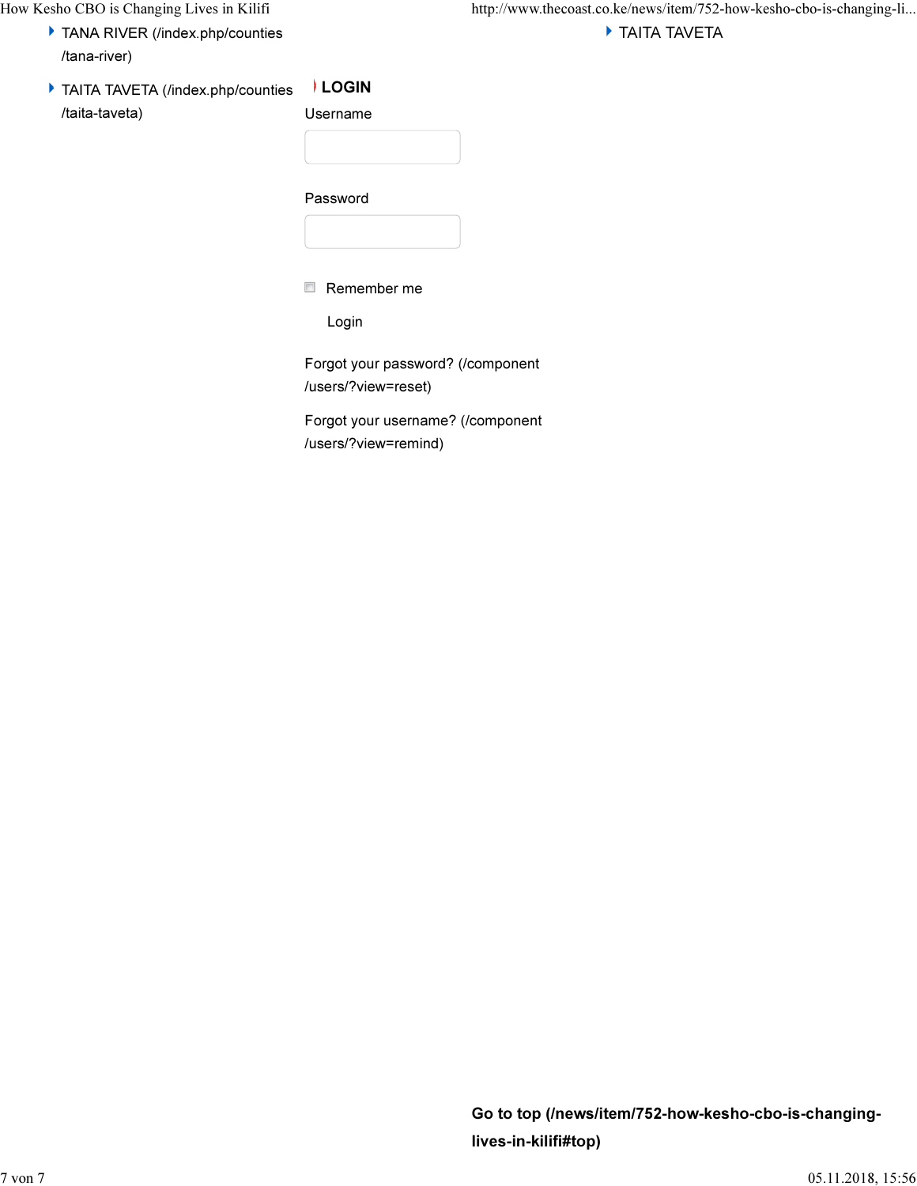- TANA RIVER (/index.php/counties/tana-river)
- TAITA TAVETA (/index.php/counties/taita-taveta)

### LOGIN

Username

Password

Remember me

Login

Forgot your password? (/component/users/?view=reset)

Forgot your username? (/component/users/?view=remind)

- TAITA TAVETA

**Go to top (/news/item/752-how-kesho-cbo-is-changing-lives-in-kilifi#top)**